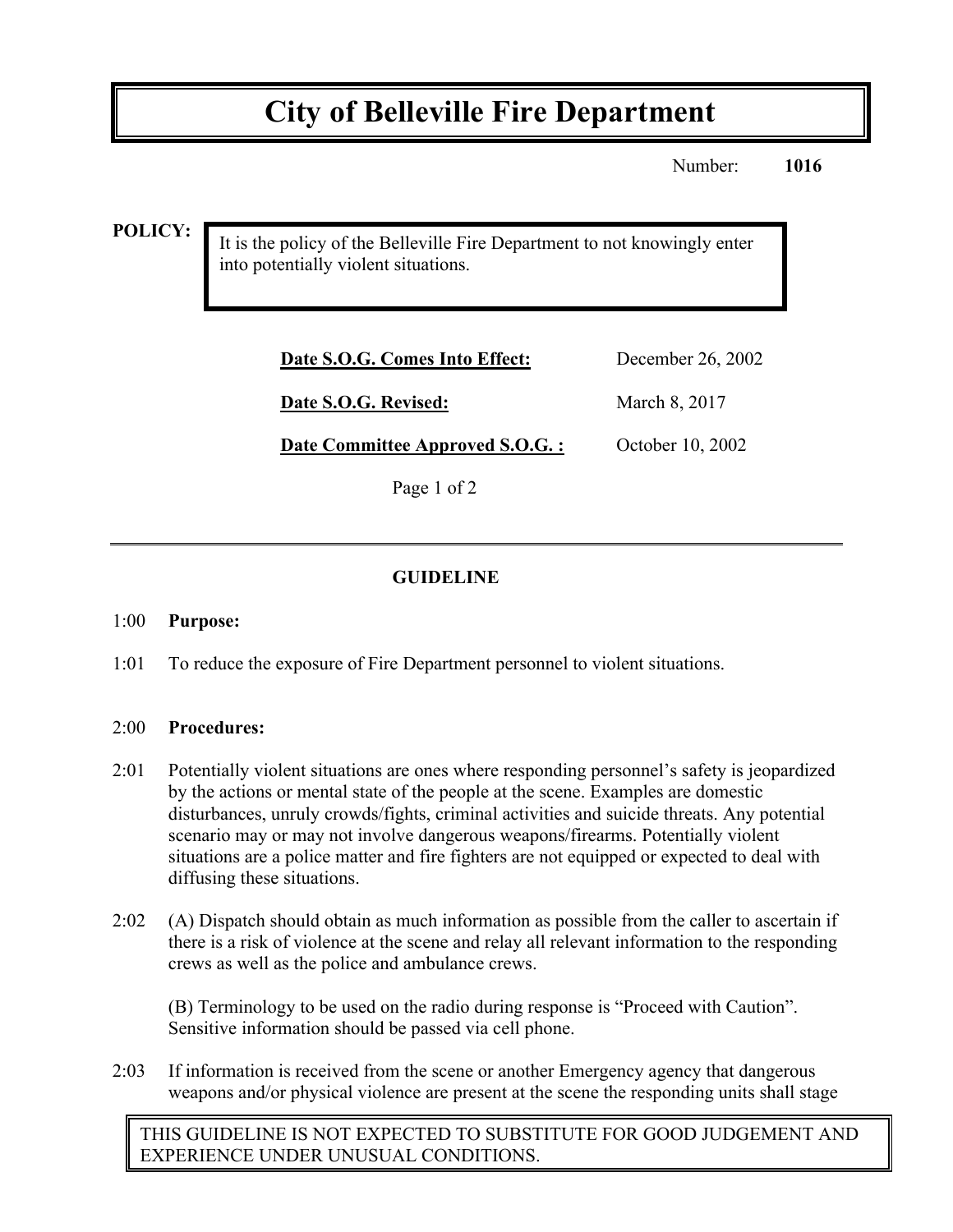# City of Belleville Fire Department

Number: **1016**

**POLICY:**

It is the policy of the Belleville Fire Department to not knowingly enter into potentially violent situations.

| | |
|---|---|
| **Date S.O.G. Comes Into Effect:** | December 26, 2002 |
| **Date S.O.G. Revised:** | March 8, 2017 |
| **Date Committee Approved S.O.G. :** | October 10, 2002 |

## GUIDELINE

1:00 **Purpose:**

1:01 To reduce the exposure of Fire Department personnel to violent situations.

2:00 **Procedures:**

2:01 Potentially violent situations are ones where responding personnel's safety is jeopardized by the actions or mental state of the people at the scene. Examples are domestic disturbances, unruly crowds/fights, criminal activities and suicide threats. Any potential scenario may or may not involve dangerous weapons/firearms. Potentially violent situations are a police matter and fire fighters are not equipped or expected to deal with diffusing these situations.

2:02 (A) Dispatch should obtain as much information as possible from the caller to ascertain if there is a risk of violence at the scene and relay all relevant information to the responding crews as well as the police and ambulance crews.

(B) Terminology to be used on the radio during response is "Proceed with Caution". Sensitive information should be passed via cell phone.

2:03 If information is received from the scene or another Emergency agency that dangerous weapons and/or physical violence are present at the scene the responding units shall stage

THIS GUIDELINE IS NOT EXPECTED TO SUBSTITUTE FOR GOOD JUDGEMENT AND EXPERIENCE UNDER UNUSUAL CONDITIONS.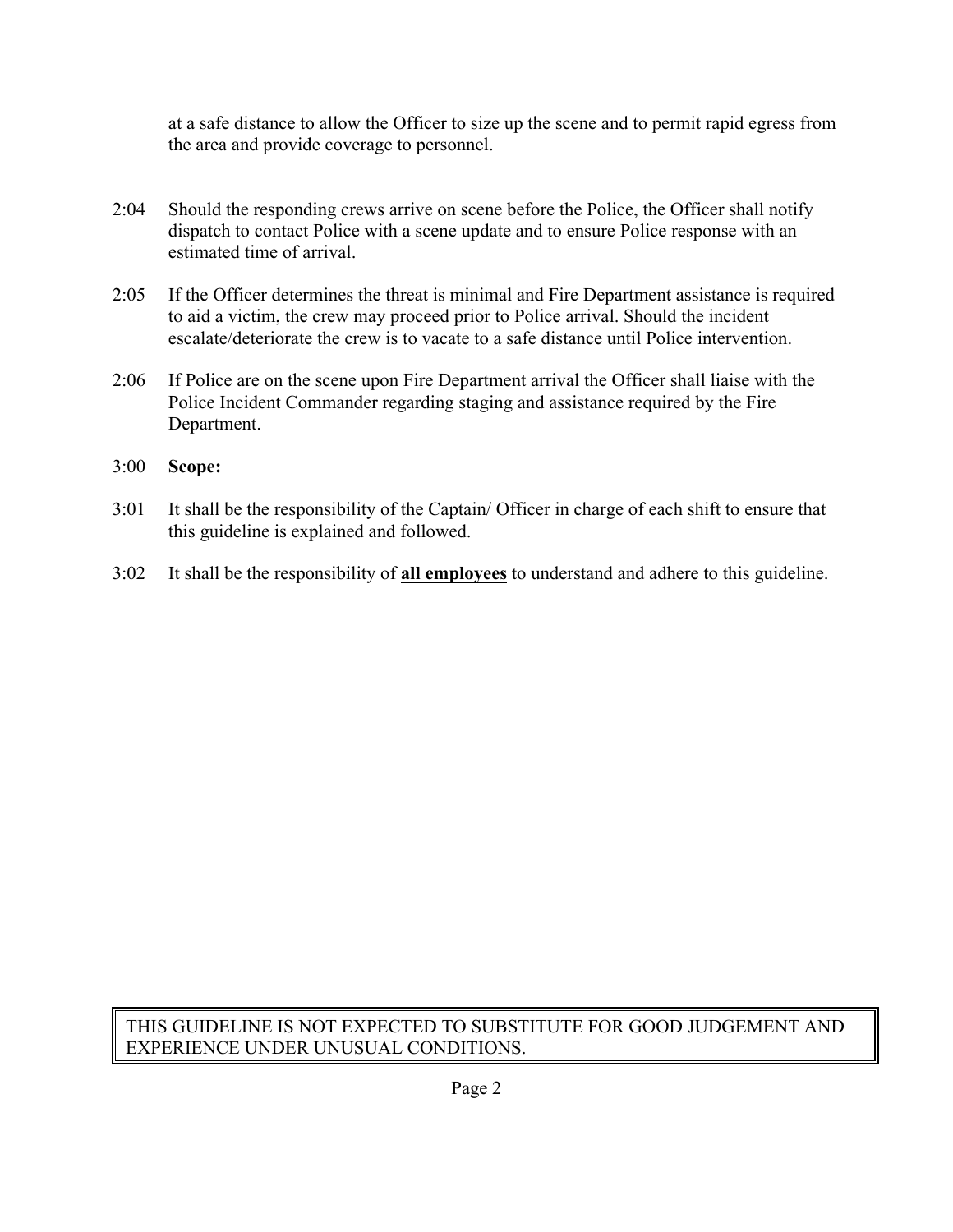at a safe distance to allow the Officer to size up the scene and to permit rapid egress from the area and provide coverage to personnel.

2:04 Should the responding crews arrive on scene before the Police, the Officer shall notify dispatch to contact Police with a scene update and to ensure Police response with an estimated time of arrival.

2:05 If the Officer determines the threat is minimal and Fire Department assistance is required to aid a victim, the crew may proceed prior to Police arrival. Should the incident escalate/deteriorate the crew is to vacate to a safe distance until Police intervention.

2:06 If Police are on the scene upon Fire Department arrival the Officer shall liaise with the Police Incident Commander regarding staging and assistance required by the Fire Department.

3:00 **Scope:**

3:01 It shall be the responsibility of the Captain/ Officer in charge of each shift to ensure that this guideline is explained and followed.

3:02 It shall be the responsibility of **<u>all employees</u>** to understand and adhere to this guideline.

THIS GUIDELINE IS NOT EXPECTED TO SUBSTITUTE FOR GOOD JUDGEMENT AND EXPERIENCE UNDER UNUSUAL CONDITIONS.